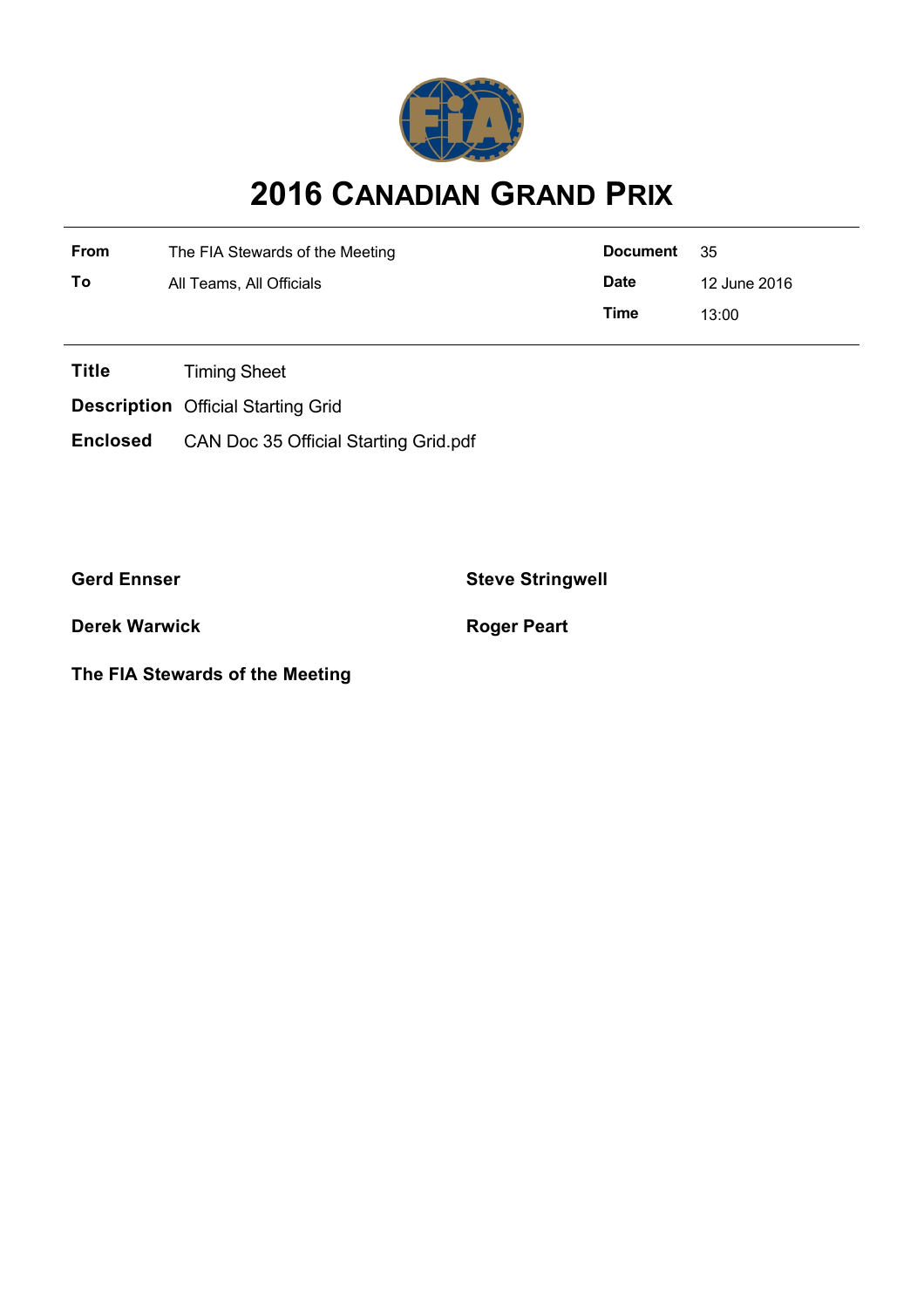# 2016 CANADIAN GRAND PRIX

| | | | |
|---|---|---|---|
| **From** | The FIA Stewards of the Meeting | **Document** | 35 |
| **To** | All Teams, All Officials | **Date** | 12 June 2016 |
| | | **Time** | 13:00 |

**Title** Timing Sheet

**Description** Official Starting Grid

**Enclosed** CAN Doc 35 Official Starting Grid.pdf

**Gerd Ennser**

**Steve Stringwell**

**Derek Warwick**

**Roger Peart**

**The FIA Stewards of the Meeting**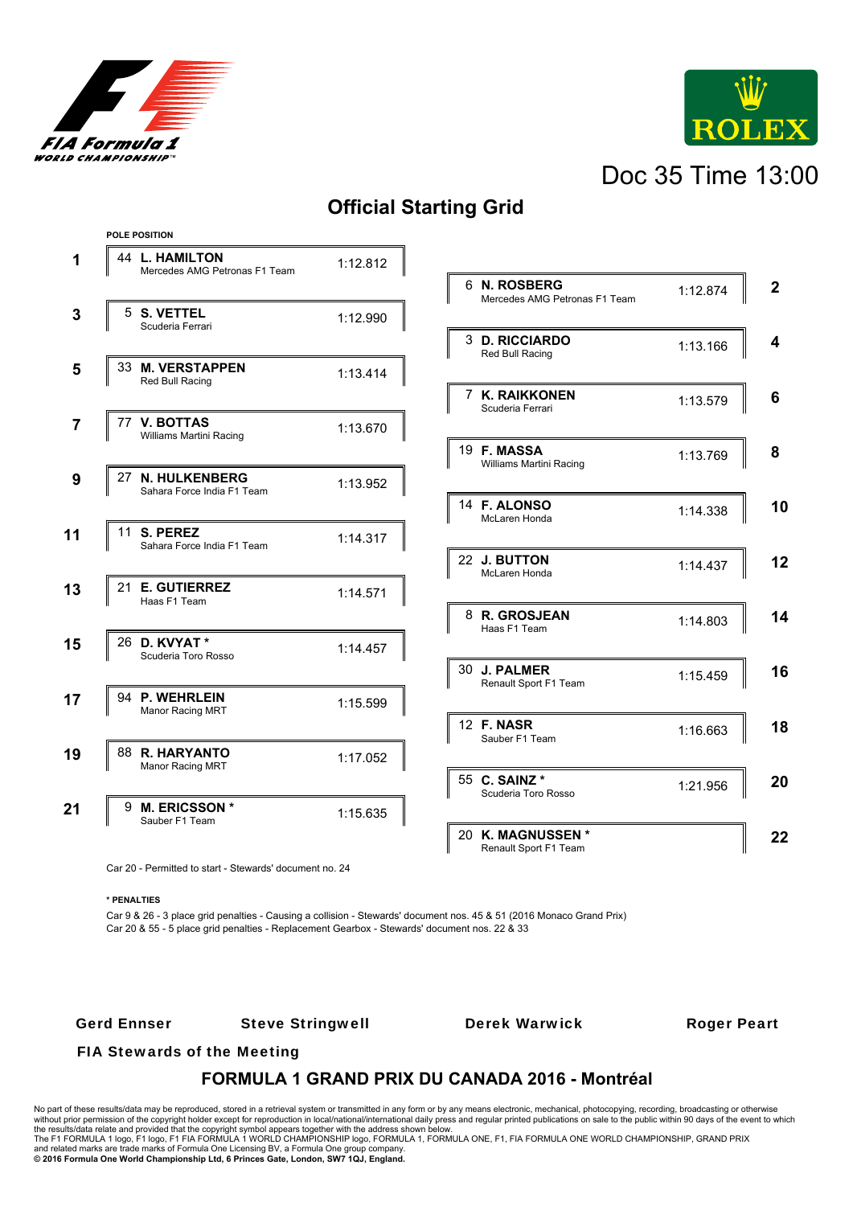Doc 35 Time 13:00

# Official Starting Grid

POLE POSITION

| Pos | No | Driver | Team | Time |
|---|---|---|---|---|
| 1 | 44 | **L. HAMILTON** | Mercedes AMG Petronas F1 Team | 1:12.812 |
| 2 | 6 | **N. ROSBERG** | Mercedes AMG Petronas F1 Team | 1:12.874 |
| 3 | 5 | **S. VETTEL** | Scuderia Ferrari | 1:12.990 |
| 4 | 3 | **D. RICCIARDO** | Red Bull Racing | 1:13.166 |
| 5 | 33 | **M. VERSTAPPEN** | Red Bull Racing | 1:13.414 |
| 6 | 7 | **K. RAIKKONEN** | Scuderia Ferrari | 1:13.579 |
| 7 | 77 | **V. BOTTAS** | Williams Martini Racing | 1:13.670 |
| 8 | 19 | **F. MASSA** | Williams Martini Racing | 1:13.769 |
| 9 | 27 | **N. HULKENBERG** | Sahara Force India F1 Team | 1:13.952 |
| 10 | 14 | **F. ALONSO** | McLaren Honda | 1:14.338 |
| 11 | 11 | **S. PEREZ** | Sahara Force India F1 Team | 1:14.317 |
| 12 | 22 | **J. BUTTON** | McLaren Honda | 1:14.437 |
| 13 | 21 | **E. GUTIERREZ** | Haas F1 Team | 1:14.571 |
| 14 | 8 | **R. GROSJEAN** | Haas F1 Team | 1:14.803 |
| 15 | 26 | **D. KVYAT *** | Scuderia Toro Rosso | 1:14.457 |
| 16 | 30 | **J. PALMER** | Renault Sport F1 Team | 1:15.459 |
| 17 | 94 | **P. WEHRLEIN** | Manor Racing MRT | 1:15.599 |
| 18 | 12 | **F. NASR** | Sauber F1 Team | 1:16.663 |
| 19 | 88 | **R. HARYANTO** | Manor Racing MRT | 1:17.052 |
| 20 | 55 | **C. SAINZ *** | Scuderia Toro Rosso | 1:21.956 |
| 21 | 9 | **M. ERICSSON *** | Sauber F1 Team | 1:15.635 |
| 22 | 20 | **K. MAGNUSSEN *** | Renault Sport F1 Team | |

Car 20 - Permitted to start - Stewards' document no. 24

**\* PENALTIES**

Car 9 & 26 - 3 place grid penalties - Causing a collision - Stewards' document nos. 45 & 51 (2016 Monaco Grand Prix)
Car 20 & 55 - 5 place grid penalties - Replacement Gearbox - Stewards' document nos. 22 & 33

**Gerd Ennser** | **Steve Stringwell** | **Derek Warwick** | **Roger Peart**

**FIA Stewards of the Meeting**

## FORMULA 1 GRAND PRIX DU CANADA 2016 - Montréal

No part of these results/data may be reproduced, stored in a retrieval system or transmitted in any form or by any means electronic, mechanical, photocopying, recording, broadcasting or otherwise without prior permission of the copyright holder except for reproduction in local/national/international daily press and regular printed publications on sale to the public within 90 days of the event to which the results/data relate and provided that the copyright symbol appears together with the address shown below.
The F1 FORMULA 1 logo, F1 logo, F1 FIA FORMULA 1 WORLD CHAMPIONSHIP logo, FORMULA 1, FORMULA ONE, F1, FIA FORMULA ONE WORLD CHAMPIONSHIP, GRAND PRIX and related marks are trade marks of Formula One Licensing BV, a Formula One group company.
**© 2016 Formula One World Championship Ltd, 6 Princes Gate, London, SW7 1QJ, England.**